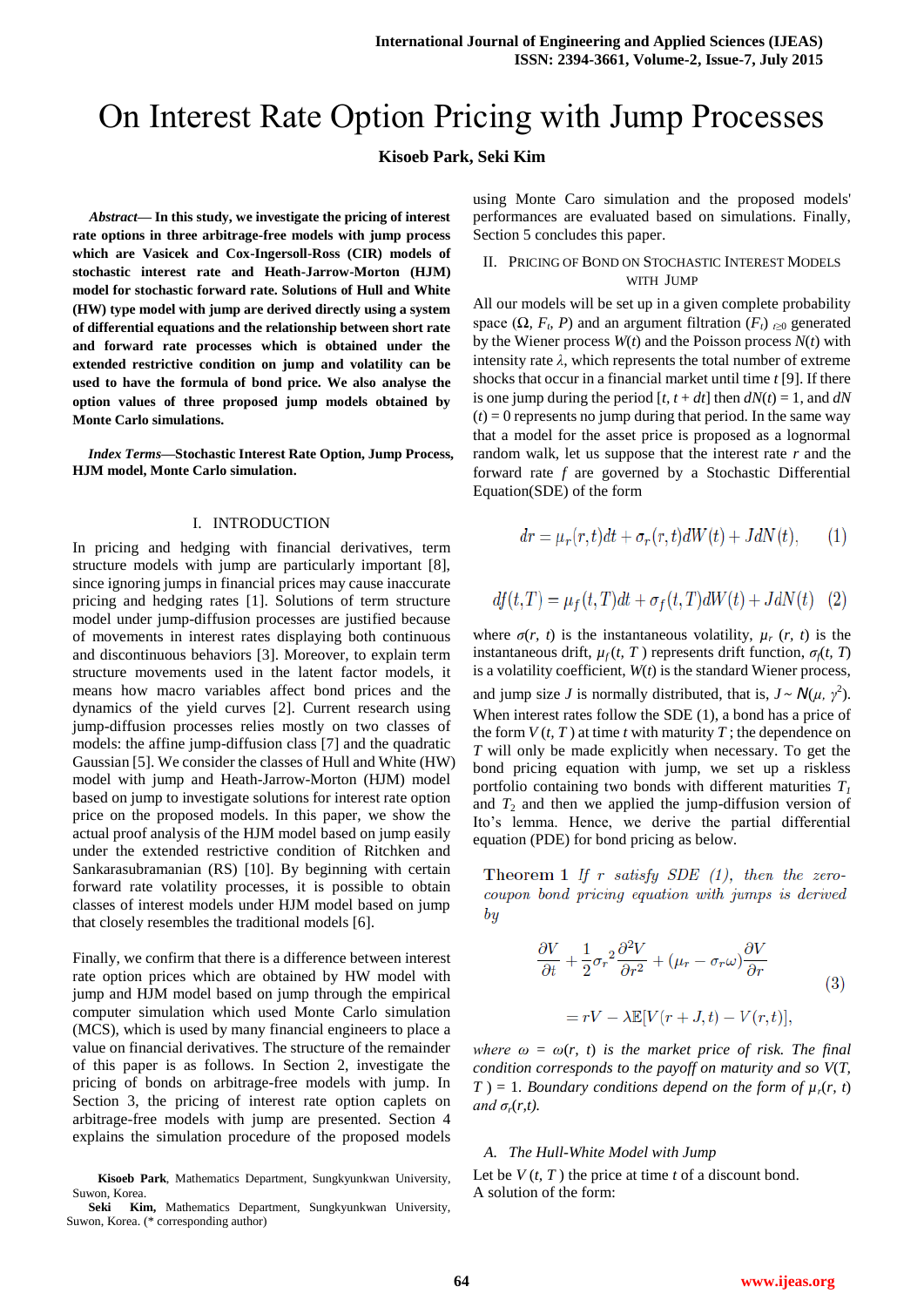# On Interest Rate Option Pricing with Jump Processes

**Kisoeb Park, Seki Kim**

***Abstract*— In this study, we investigate the pricing of interest rate options in three arbitrage-free models with jump process which are Vasicek and Cox-Ingersoll-Ross (CIR) models of stochastic interest rate and Heath-Jarrow-Morton (HJM) model for stochastic forward rate. Solutions of Hull and White (HW) type model with jump are derived directly using a system of differential equations and the relationship between short rate and forward rate processes which is obtained under the extended restrictive condition on jump and volatility can be used to have the formula of bond price. We also analyse the option values of three proposed jump models obtained by Monte Carlo simulations.**

***Index Terms*—Stochastic Interest Rate Option, Jump Process, HJM model, Monte Carlo simulation.**

## I. INTRODUCTION

In pricing and hedging with financial derivatives, term structure models with jump are particularly important [8], since ignoring jumps in financial prices may cause inaccurate pricing and hedging rates [1]. Solutions of term structure model under jump-diffusion processes are justified because of movements in interest rates displaying both continuous and discontinuous behaviors [3]. Moreover, to explain term structure movements used in the latent factor models, it means how macro variables affect bond prices and the dynamics of the yield curves [2]. Current research using jump-diffusion processes relies mostly on two classes of models: the affine jump-diffusion class [7] and the quadratic Gaussian [5]. We consider the classes of Hull and White (HW) model with jump and Heath-Jarrow-Morton (HJM) model based on jump to investigate solutions for interest rate option price on the proposed models. In this paper, we show the actual proof analysis of the HJM model based on jump easily under the extended restrictive condition of Ritchken and Sankarasubramanian (RS) [10]. By beginning with certain forward rate volatility processes, it is possible to obtain classes of interest models under HJM model based on jump that closely resembles the traditional models [6].

Finally, we confirm that there is a difference between interest rate option prices which are obtained by HW model with jump and HJM model based on jump through the empirical computer simulation which used Monte Carlo simulation (MCS), which is used by many financial engineers to give a value on financial derivatives. The structure of the remainder of this paper is as follows. In Section 2, investigate the pricing of bonds on arbitrage-free models with jump. In Section 3, the pricing of interest rate option caplets on arbitrage-free models with jump are presented. Section 4 explains the simulation procedure of the proposed models using Monte Caro simulation and the proposed models' performances are evaluated based on simulations. Finally, Section 5 concludes this paper.

## II. PRICING OF BOND ON STOCHASTIC INTEREST MODELS WITH JUMP

All our models will be set up in a given complete probability space $(\Omega, F_t, P)$ and an argument filtration $(F_t)_{t\geq 0}$ generated by the Wiener process $W(t)$ and the Poisson process $N(t)$ with intensity rate $\lambda$, which represents the total number of extreme shocks that occur in a financial market until time $t$ [9]. If there is one jump during the period $[t, t + dt]$ then $dN(t) = 1$, and $dN(t) = 0$ represents no jump during that period. In the same way that a model for the asset price is proposed as a lognormal random walk, let us suppose that the interest rate $r$ and the forward rate $f$ are governed by a Stochastic Differential Equation(SDE) of the form

$$dr = \mu_r(r,t)dt + \sigma_r(r,t)dW(t) + JdN(t), \quad (1)$$

$$df(t,T) = \mu_f(t,T)dt + \sigma_f(t,T)dW(t) + JdN(t) \quad (2)$$

where $\sigma(r, t)$ is the instantaneous volatility, $\mu_r(r, t)$ is the instantaneous drift, $\mu_f(t, T)$ represents drift function, $\sigma_f(t, T)$ is a volatility coefficient, $W(t)$ is the standard Wiener process, and jump size $J$ is normally distributed, that is, $J \sim N(\mu, \gamma^2)$. When interest rates follow the SDE (1), a bond has a price of the form $V(t, T)$ at time $t$ with maturity $T$; the dependence on $T$ will only be made explicitly when necessary. To get the bond pricing equation with jump, we set up a riskless portfolio containing two bonds with different maturities $T_1$ and $T_2$ and then we applied the jump-diffusion version of Ito's lemma. Hence, we derive the partial differential equation (PDE) for bond pricing as below.

**Theorem 1** *If $r$ satisfy SDE (1), then the zero-coupon bond pricing equation with jumps is derived by*

$$\begin{aligned}\frac{\partial V}{\partial t} + \frac{1}{2}{\sigma_r}^2\frac{\partial^2 V}{\partial r^2} + (\mu_r - \sigma_r\omega)\frac{\partial V}{\partial r} \\ = rV - \lambda\mathbb{E}[V(r+J,t) - V(r,t)],\end{aligned} \quad (3)$$

*where $\omega = \omega(r, t)$ is the market price of risk. The final condition corresponds to the payoff on maturity and so $V(T, T) = 1$. Boundary conditions depend on the form of $\mu_r(r, t)$ and $\sigma_r(r,t)$.*

### *A. The Hull-White Model with Jump*

Let be $V(t, T)$ the price at time $t$ of a discount bond. A solution of the form:

---

**Kisoeb Park**, Mathematics Department, Sungkyunkwan University, Suwon, Korea.
**Seki Kim,** Mathematics Department, Sungkyunkwan University, Suwon, Korea. (* corresponding author)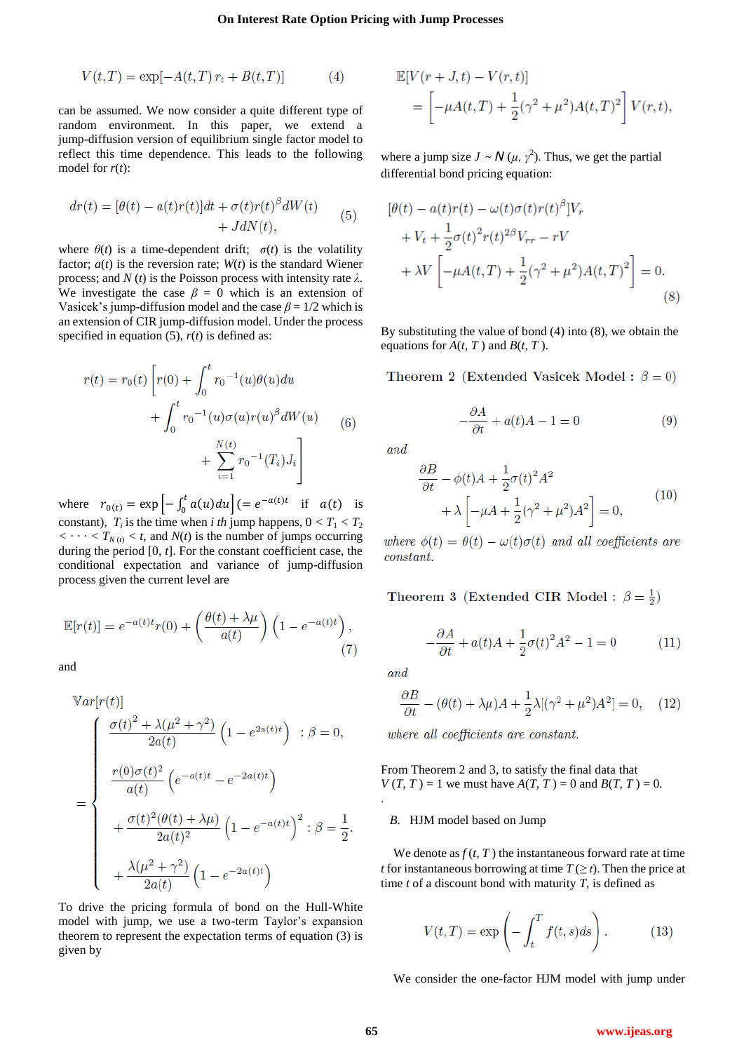$$V(t,T) = \exp[-A(t,T)\, r_t + B(t,T)] \tag{4}$$

can be assumed. We now consider a quite different type of random environment. In this paper, we extend a jump-diffusion version of equilibrium single factor model to reflect this time dependence. This leads to the following model for $r(t)$:

$$dr(t) = [\theta(t) - a(t)r(t)]dt + \sigma(t)r(t)^{\beta} dW(t) + JdN(t), \tag{5}$$

where $\theta(t)$ is a time-dependent drift; $\sigma(t)$ is the volatility factor; $a(t)$ is the reversion rate; $W(t)$ is the standard Wiener process; and $N(t)$ is the Poisson process with intensity rate $\lambda$. We investigate the case $\beta = 0$ which is an extension of Vasicek's jump-diffusion model and the case $\beta = 1/2$ which is an extension of CIR jump-diffusion model. Under the process specified in equation (5), $r(t)$ is defined as:

$$r(t) = r_0(t)\left[r(0) + \int_0^t r_0{}^{-1}(u)\theta(u)du + \int_0^t r_0{}^{-1}(u)\sigma(u)r(u)^{\beta} dW(u) + \sum_{i=1}^{N(t)} r_0{}^{-1}(T_i)J_i\right] \tag{6}$$

where $r_{0(t)} = \exp\left[-\int_0^t a(u)du\right] (= e^{-a(t)t}$ if $a(t)$ is constant), $T_i$ is the time when $i$ *th* jump happens, $0 < T_1 < T_2 < \cdots < T_{N(t)} < t$, and $N(t)$ is the number of jumps occurring during the period $[0, t]$. For the constant coefficient case, the conditional expectation and variance of jump-diffusion process given the current level are

$$\mathbb{E}[r(t)] = e^{-a(t)t}r(0) + \left(\frac{\theta(t) + \lambda\mu}{a(t)}\right)\left(1 - e^{-a(t)t}\right), \tag{7}$$

and

$$Var[r(t)] = \begin{cases} \dfrac{\sigma(t)^2 + \lambda(\mu^2 + \gamma^2)}{2a(t)}\left(1 - e^{2a(t)t}\right) & : \beta = 0, \\[2ex] \dfrac{r(0)\sigma(t)^2}{a(t)}\left(e^{-a(t)t} - e^{-2a(t)t}\right) + \dfrac{\sigma(t)^2(\theta(t) + \lambda\mu)}{2a(t)^2}\left(1 - e^{-a(t)t}\right)^2 + \dfrac{\lambda(\mu^2 + \gamma^2)}{2a(t)}\left(1 - e^{-2a(t)t}\right) & : \beta = \dfrac{1}{2}. \end{cases}$$

To drive the pricing formula of bond on the Hull-White model with jump, we use a two-term Taylor's expansion theorem to represent the expectation terms of equation (3) is given by

$$\mathbb{E}[V(r+J,t) - V(r,t)] = \left[-\mu A(t,T) + \frac{1}{2}(\gamma^2 + \mu^2)A(t,T)^2\right] V(r,t),$$

where a jump size $J \sim N(\mu, \gamma^2)$. Thus, we get the partial differential bond pricing equation:

$$[\theta(t) - a(t)r(t) - \omega(t)\sigma(t)r(t)^{\beta}]V_r + V_t + \frac{1}{2}\sigma(t)^2 r(t)^{2\beta} V_{rr} - rV + \lambda V\left[-\mu A(t,T) + \frac{1}{2}(\gamma^2 + \mu^2)A(t,T)^2\right] = 0. \tag{8}$$

By substituting the value of bond (4) into (8), we obtain the equations for $A(t, T)$ and $B(t, T)$.

**Theorem 2** (Extended Vasicek Model : $\beta = 0$)

$$-\frac{\partial A}{\partial t} + a(t)A - 1 = 0 \tag{9}$$

*and*

$$\frac{\partial B}{\partial t} - \phi(t)A + \frac{1}{2}\sigma(t)^2 A^2 + \lambda\left[-\mu A + \frac{1}{2}(\gamma^2 + \mu^2)A^2\right] = 0, \tag{10}$$

*where* $\phi(t) = \theta(t) - \omega(t)\sigma(t)$ *and all coefficients are constant.*

**Theorem 3** (Extended CIR Model : $\beta = \frac{1}{2}$)

$$-\frac{\partial A}{\partial t} + a(t)A + \frac{1}{2}\sigma(t)^2 A^2 - 1 = 0 \tag{11}$$

*and*

$$\frac{\partial B}{\partial t} - (\theta(t) + \lambda\mu)A + \frac{1}{2}\lambda[(\gamma^2 + \mu^2)A^2] = 0, \tag{12}$$

*where all coefficients are constant.*

From Theorem 2 and 3, to satisfy the final data that $V(T, T) = 1$ we must have $A(T, T) = 0$ and $B(T, T) = 0$.

### B. HJM model based on Jump

We denote as $f(t, T)$ the instantaneous forward rate at time $t$ for instantaneous borrowing at time $T\,(\geq t)$. Then the price at time $t$ of a discount bond with maturity $T$, is defined as

$$V(t,T) = \exp\left(-\int_t^T f(t,s)ds\right). \tag{13}$$

We consider the one-factor HJM model with jump under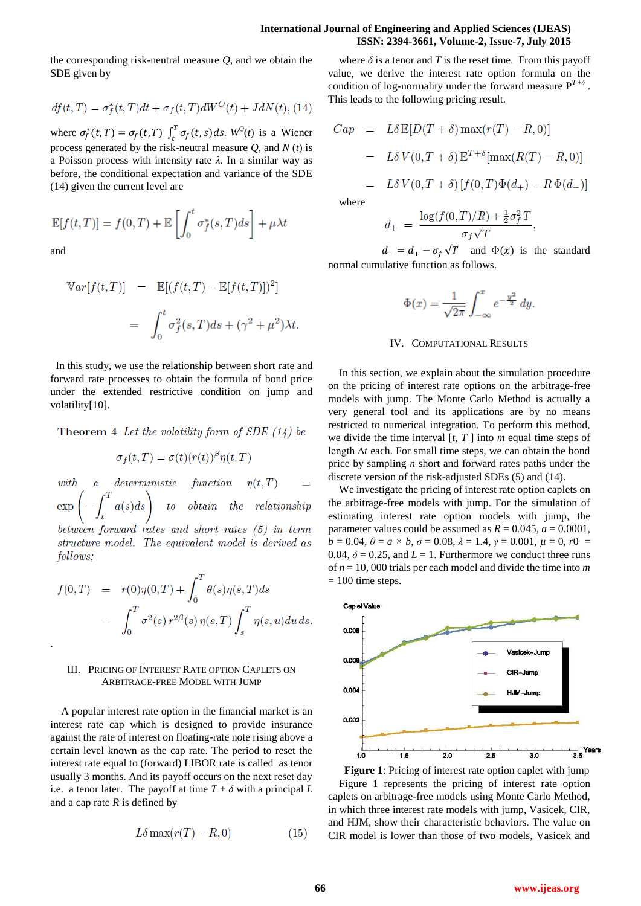the corresponding risk-neutral measure $Q$, and we obtain the SDE given by

$$df(t,T) = \sigma_f^*(t,T)dt + \sigma_f(t,T)dW^Q(t) + JdN(t), \quad (14)$$

where $\sigma_f^*(t,T) = \sigma_f(t,T)\int_t^T \sigma_f(t,s)ds$. $W^Q(t)$ is a Wiener process generated by the risk-neutral measure $Q$, and $N(t)$ is a Poisson process with intensity rate $\lambda$. In a similar way as before, the conditional expectation and variance of the SDE (14) given the current level are

$$\mathbb{E}[f(t,T)] = f(0,T) + \mathbb{E}\left[\int_0^t \sigma_f^*(s,T)ds\right] + \mu\lambda t$$

and

$$\begin{aligned}\mathbb{V}ar[f(t,T)] &= \mathbb{E}[(f(t,T) - \mathbb{E}[f(t,T)])^2] \\ &= \int_0^t \sigma_f^2(s,T)ds + (\gamma^2 + \mu^2)\lambda t.\end{aligned}$$

In this study, we use the relationship between short rate and forward rate processes to obtain the formula of bond price under the extended restrictive condition on jump and volatility[10].

**Theorem 4** *Let the volatility form of SDE (14) be*

$$\sigma_f(t,T) = \sigma(t)(r(t))^\beta \eta(t,T)$$

*with a deterministic function* $\eta(t,T) = \exp\left(-\int_t^T a(s)ds\right)$ *to obtain the relationship between forward rates and short rates (5) in term structure model. The equivalent model is derived as follows;*

$$\begin{aligned}f(0,T) &= r(0)\eta(0,T) + \int_0^T \theta(s)\eta(s,T)ds \\ &\quad - \int_0^T \sigma^2(s)\, r^{2\beta}(s)\, \eta(s,T) \int_s^T \eta(s,u)du\, ds.\end{aligned}$$

## III. Pricing of Interest Rate Option Caplets on Arbitrage-Free Model with Jump

A popular interest rate option in the financial market is an interest rate cap which is designed to provide insurance against the rate of interest on floating-rate note rising above a certain level known as the cap rate. The period to reset the interest rate equal to (forward) LIBOR rate is called as tenor usually 3 months. And its payoff occurs on the next reset day i.e. a tenor later. The payoff at time $T + \delta$ with a principal $L$ and a cap rate $R$ is defined by

$$L\delta \max(r(T) - R, 0) \quad (15)$$

where $\delta$ is a tenor and $T$ is the reset time. From this payoff value, we derive the interest rate option formula on the condition of log-normality under the forward measure $\mathbb{P}^{T+\delta}$. This leads to the following pricing result.

$$\begin{aligned}Cap &= L\delta\, \mathbb{E}[D(T+\delta)\max(r(T) - R, 0)] \\ &= L\delta\, V(0, T+\delta)\, \mathbb{E}^{T+\delta}[\max(R(T) - R, 0)] \\ &= L\delta\, V(0, T+\delta)\, [f(0,T)\Phi(d_+) - R\,\Phi(d_-)]\end{aligned}$$

where

$$d_+ = \frac{\log(f(0,T)/R) + \frac{1}{2}\sigma_f^2 T}{\sigma_f \sqrt{T}},$$

$d_- = d_+ - \sigma_f\sqrt{T}$ and $\Phi(x)$ is the standard normal cumulative function as follows.

$$\Phi(x) = \frac{1}{\sqrt{2\pi}}\int_{-\infty}^{x} e^{-\frac{y^2}{2}}\, dy.$$

## IV. Computational Results

In this section, we explain about the simulation procedure on the pricing of interest rate options on the arbitrage-free models with jump. The Monte Carlo Method is actually a very general tool and its applications are by no means restricted to numerical integration. To perform this method, we divide the time interval $[t, T]$ into $m$ equal time steps of length $\Delta t$ each. For small time steps, we can obtain the bond price by sampling $n$ short and forward rates paths under the discrete version of the risk-adjusted SDEs (5) and (14).

We investigate the pricing of interest rate option caplets on the arbitrage-free models with jump. For the simulation of estimating interest rate option models with jump, the parameter values could be assumed as $R = 0.045$, $a = 0.0001$, $b = 0.04$, $\theta = a \times b$, $\sigma = 0.08$, $\lambda = 1.4$, $\gamma = 0.001$, $\mu = 0$, $r0 = 0.04$, $\delta = 0.25$, and $L = 1$. Furthermore we conduct three runs of $n = 10,000$ trials per each model and divide the time into $m = 100$ time steps.

**Figure 1**: Pricing of interest rate option caplet with jump

Figure 1 represents the pricing of interest rate option caplets on arbitrage-free models using Monte Carlo Method, in which three interest rate models with jump, Vasicek, CIR, and HJM, show their characteristic behaviors. The value on CIR model is lower than those of two models, Vasicek and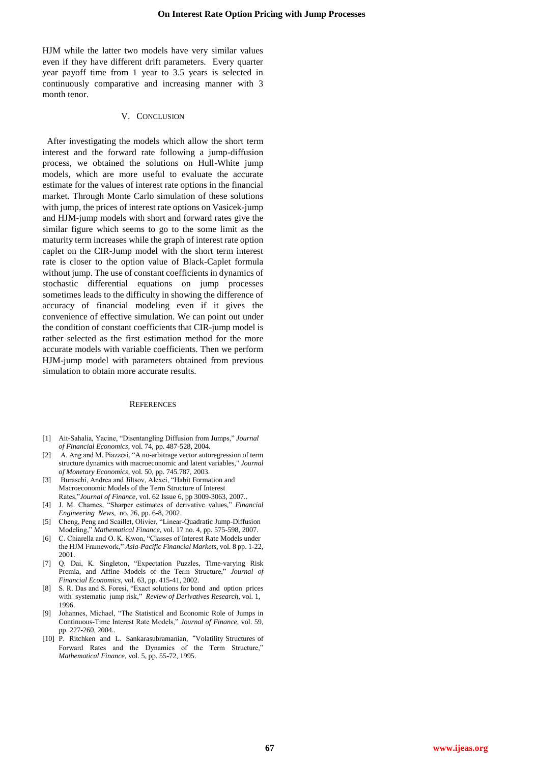HJM while the latter two models have very similar values even if they have different drift parameters. Every quarter year payoff time from 1 year to 3.5 years is selected in continuously comparative and increasing manner with 3 month tenor.

## V. Conclusion

After investigating the models which allow the short term interest and the forward rate following a jump-diffusion process, we obtained the solutions on Hull-White jump models, which are more useful to evaluate the accurate estimate for the values of interest rate options in the financial market. Through Monte Carlo simulation of these solutions with jump, the prices of interest rate options on Vasicek-jump and HJM-jump models with short and forward rates give the similar figure which seems to go to the some limit as the maturity term increases while the graph of interest rate option caplet on the CIR-Jump model with the short term interest rate is closer to the option value of Black-Caplet formula without jump. The use of constant coefficients in dynamics of stochastic differential equations on jump processes sometimes leads to the difficulty in showing the difference of accuracy of financial modeling even if it gives the convenience of effective simulation. We can point out under the condition of constant coefficients that CIR-jump model is rather selected as the first estimation method for the more accurate models with variable coefficients. Then we perform HJM-jump model with parameters obtained from previous simulation to obtain more accurate results.

## References

[1] Ait-Sahalia, Yacine, "Disentangling Diffusion from Jumps," *Journal of Financial Economics*, vol. 74, pp. 487-528, 2004.

[2] A. Ang and M. Piazzesi, "A no-arbitrage vector autoregression of term structure dynamics with macroeconomic and latent variables," *Journal of Monetary Economics*, vol. 50, pp. 745.787, 2003.

[3] Buraschi, Andrea and Jiltsov, Alexei, "Habit Formation and Macroeconomic Models of the Term Structure of Interest Rates,"*Journal of Finance*, vol. 62 Issue 6, pp 3009-3063, 2007..

[4] J. M. Charnes, "Sharper estimates of derivative values," *Financial Engineering News*, no. 26, pp. 6-8, 2002.

[5] Cheng, Peng and Scaillet, Olivier, "Linear-Quadratic Jump-Diffusion Modeling," *Mathematical Finance*, vol. 17 no. 4, pp. 575-598, 2007.

[6] C. Chiarella and O. K. Kwon, "Classes of Interest Rate Models under the HJM Framework," *Asia-Pacific Financial Markets*, vol. 8 pp. 1-22, 2001.

[7] Q. Dai, K. Singleton, "Expectation Puzzles, Time-varying Risk Premia, and Affine Models of the Term Structure," *Journal of Financial Economics*, vol. 63, pp. 415-41, 2002.

[8] S. R. Das and S. Foresi, "Exact solutions for bond and option prices with systematic jump risk," *Review of Derivatives Research*, vol. 1, 1996.

[9] Johannes, Michael, "The Statistical and Economic Role of Jumps in Continuous-Time Interest Rate Models," *Journal of Finance*, vol. 59, pp. 227-260, 2004..

[10] P. Ritchken and L. Sankarasubramanian, "Volatility Structures of Forward Rates and the Dynamics of the Term Structure," *Mathematical Finance*, vol. 5, pp. 55-72, 1995.